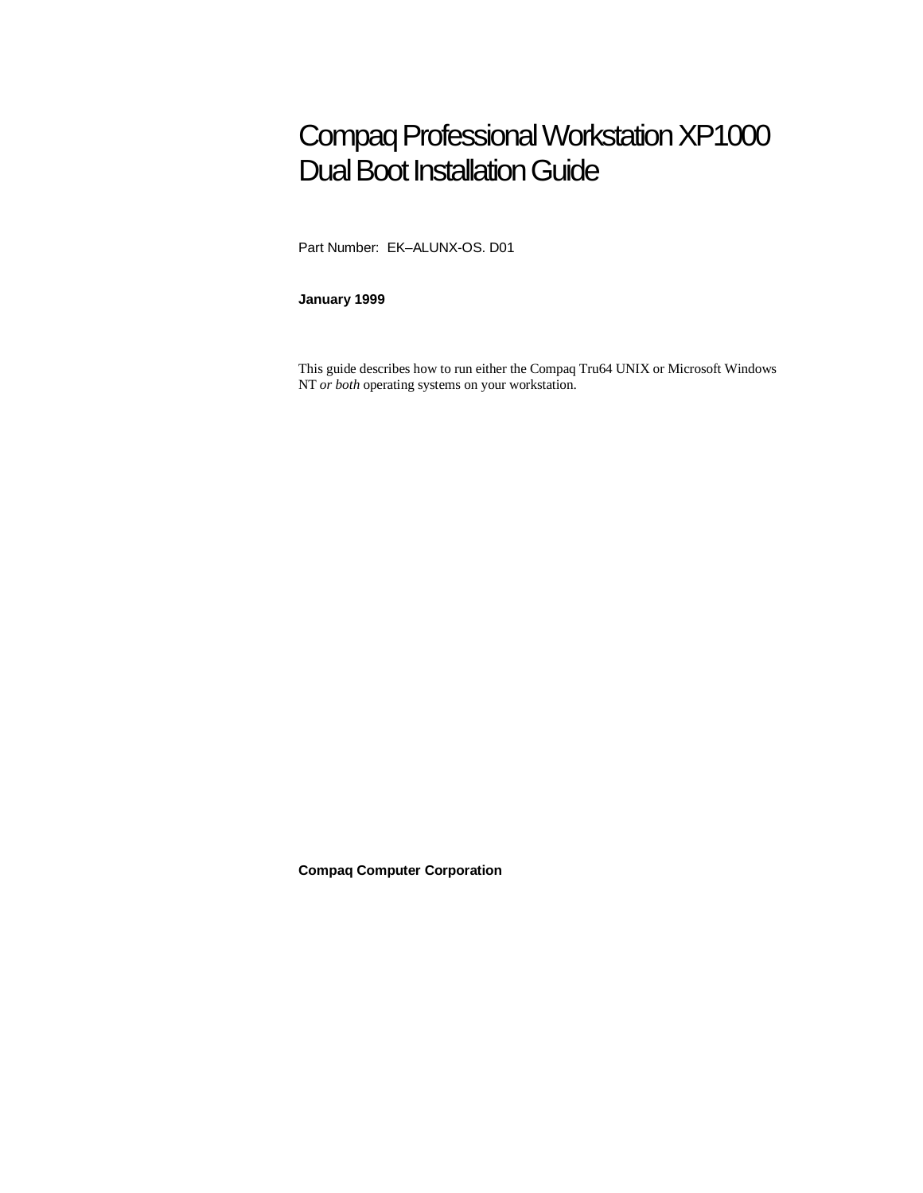# Compaq Professional Workstation XP1000 Dual Boot Installation Guide

Part Number: EK–ALUNX-OS. D01

**January 1999**

This guide describes how to run either the Compaq Tru64 UNIX or Microsoft Windows NT *or both* operating systems on your workstation.

**Compaq Computer Corporation**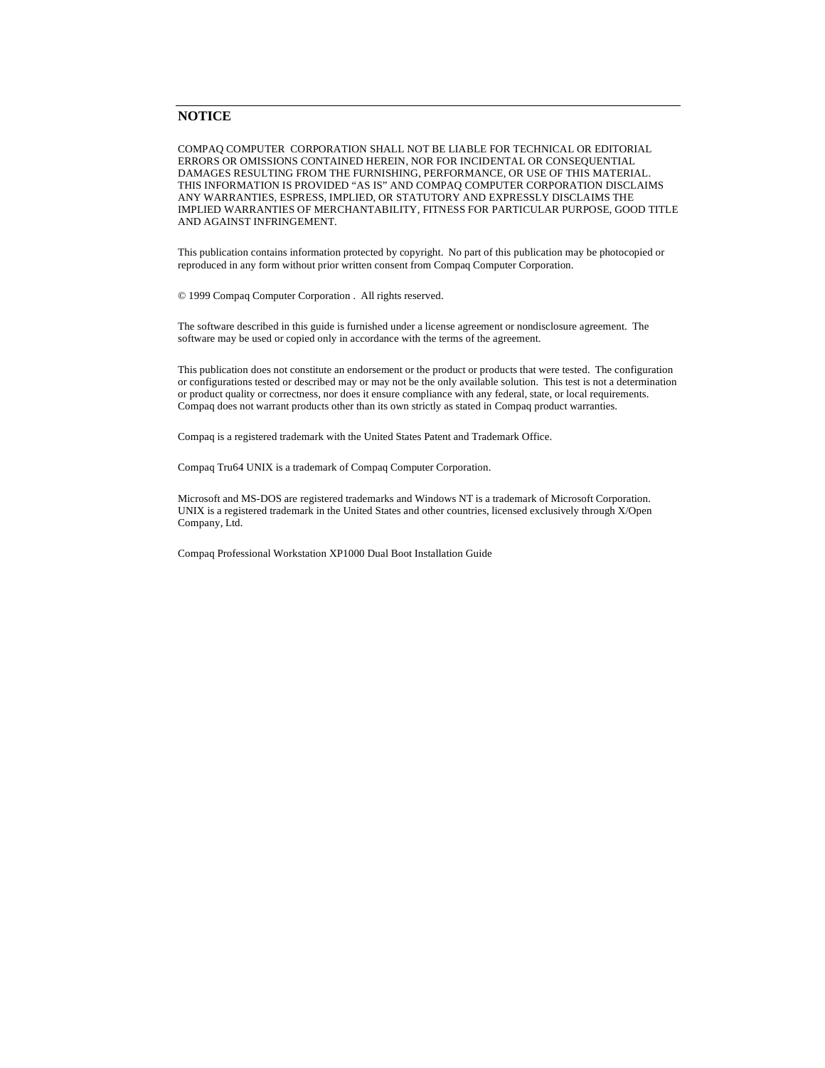## NOTICE

COMPAQ COMPUTER CORPORATION SHALL NOT BE LIABLE FOR TECHNICAL OR EDITORIAL ERRORS OR OMISSIONS CONTAINED HEREIN, NOR FOR INCIDENTAL OR CONSEQUENTIAL DAMAGES RESULTING FROM THE FURNISHING, PERFORMANCE, OR USE OF THIS MATERIAL. THIS INFORMATION IS PROVIDED "AS IS" AND COMPAQ COMPUTER CORPORATION DISCLAIMS ANY WARRANTIES, ESPRESS, IMPLIED, OR STATUTORY AND EXPRESSLY DISCLAIMS THE IMPLIED WARRANTIES OF MERCHANTABILITY, FITNESS FOR PARTICULAR PURPOSE, GOOD TITLE AND AGAINST INFRINGEMENT.

This publication contains information protected by copyright. No part of this publication may be photocopied or reproduced in any form without prior written consent from Compaq Computer Corporation.

© 1999 Compaq Computer Corporation . All rights reserved.

The software described in this guide is furnished under a license agreement or nondisclosure agreement. The software may be used or copied only in accordance with the terms of the agreement.

This publication does not constitute an endorsement or the product or products that were tested. The configuration or configurations tested or described may or may not be the only available solution. This test is not a determination or product quality or correctness, nor does it ensure compliance with any federal, state, or local requirements. Compaq does not warrant products other than its own strictly as stated in Compaq product warranties.

Compaq is a registered trademark with the United States Patent and Trademark Office.

Compaq Tru64 UNIX is a trademark of Compaq Computer Corporation.

Microsoft and MS-DOS are registered trademarks and Windows NT is a trademark of Microsoft Corporation. UNIX is a registered trademark in the United States and other countries, licensed exclusively through X/Open Company, Ltd.

Compaq Professional Workstation XP1000 Dual Boot Installation Guide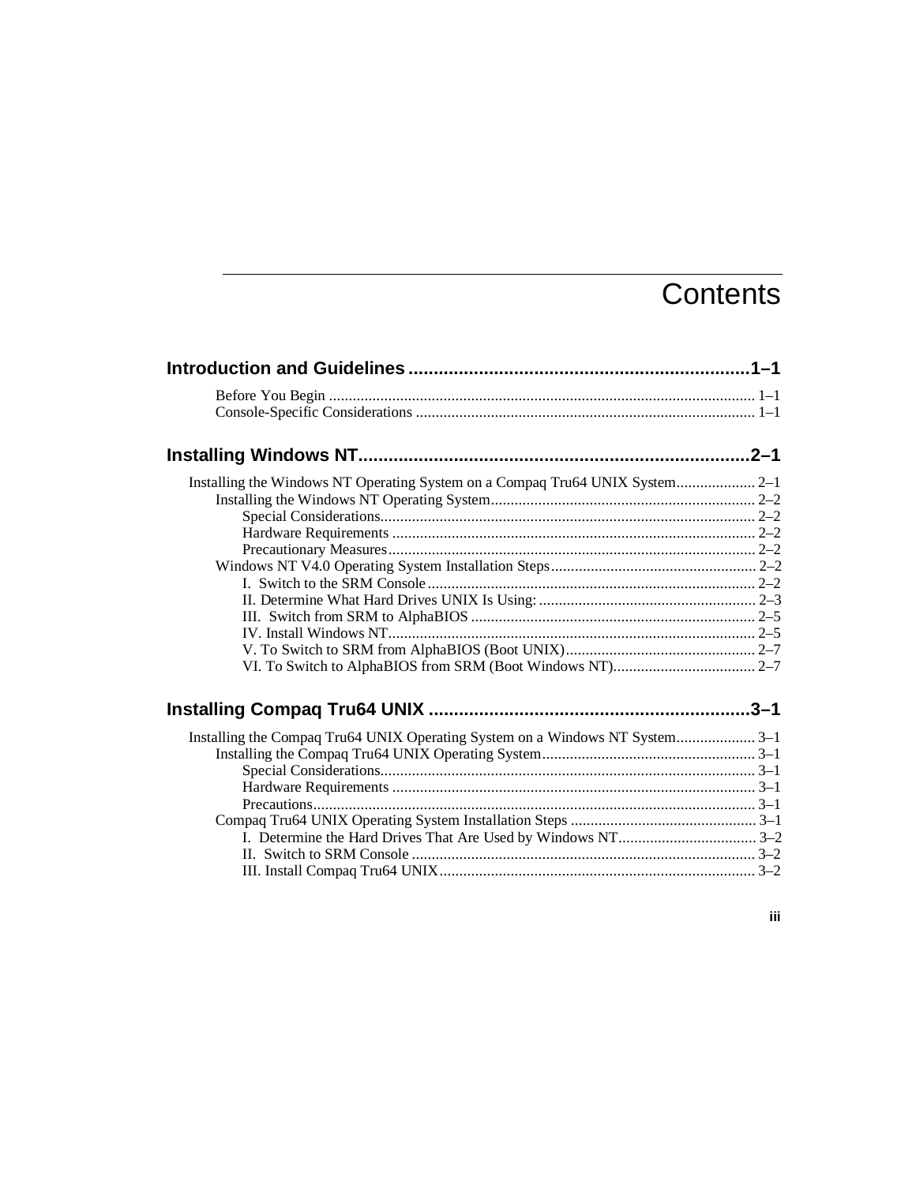# Contents

**Introduction and Guidelines ....................................................................1–1**

Before You Begin ........................................................................................................... 1–1
Console-Specific Considerations ..................................................................................... 1–1

**Installing Windows NT.............................................................................2–1**

Installing the Windows NT Operating System on a Compaq Tru64 UNIX System.................... 2–1
    Installing the Windows NT Operating System................................................................... 2–2
        Special Considerations.............................................................................................. 2–2
        Hardware Requirements ........................................................................................... 2–2
        Precautionary Measures............................................................................................ 2–2
    Windows NT V4.0 Operating System Installation Steps.................................................... 2–2
        I.  Switch to the SRM Console.................................................................................. 2–2
        II. Determine What Hard Drives UNIX Is Using: ...................................................... 2–3
        III.  Switch from SRM to AlphaBIOS ........................................................................ 2–5
        IV. Install Windows NT............................................................................................ 2–5
        V. To Switch to SRM from AlphaBIOS (Boot UNIX)................................................ 2–7
        VI. To Switch to AlphaBIOS from SRM (Boot Windows NT).................................... 2–7

**Installing Compaq Tru64 UNIX ................................................................3–1**

Installing the Compaq Tru64 UNIX Operating System on a Windows NT System.................... 3–1
    Installing the Compaq Tru64 UNIX Operating System...................................................... 3–1
        Special Considerations.............................................................................................. 3–1
        Hardware Requirements ........................................................................................... 3–1
        Precautions............................................................................................................... 3–1
    Compaq Tru64 UNIX Operating System Installation Steps ............................................... 3–1
        I.  Determine the Hard Drives That Are Used by Windows NT................................... 3–2
        II.  Switch to SRM Console ....................................................................................... 3–2
        III. Install Compaq Tru64 UNIX................................................................................ 3–2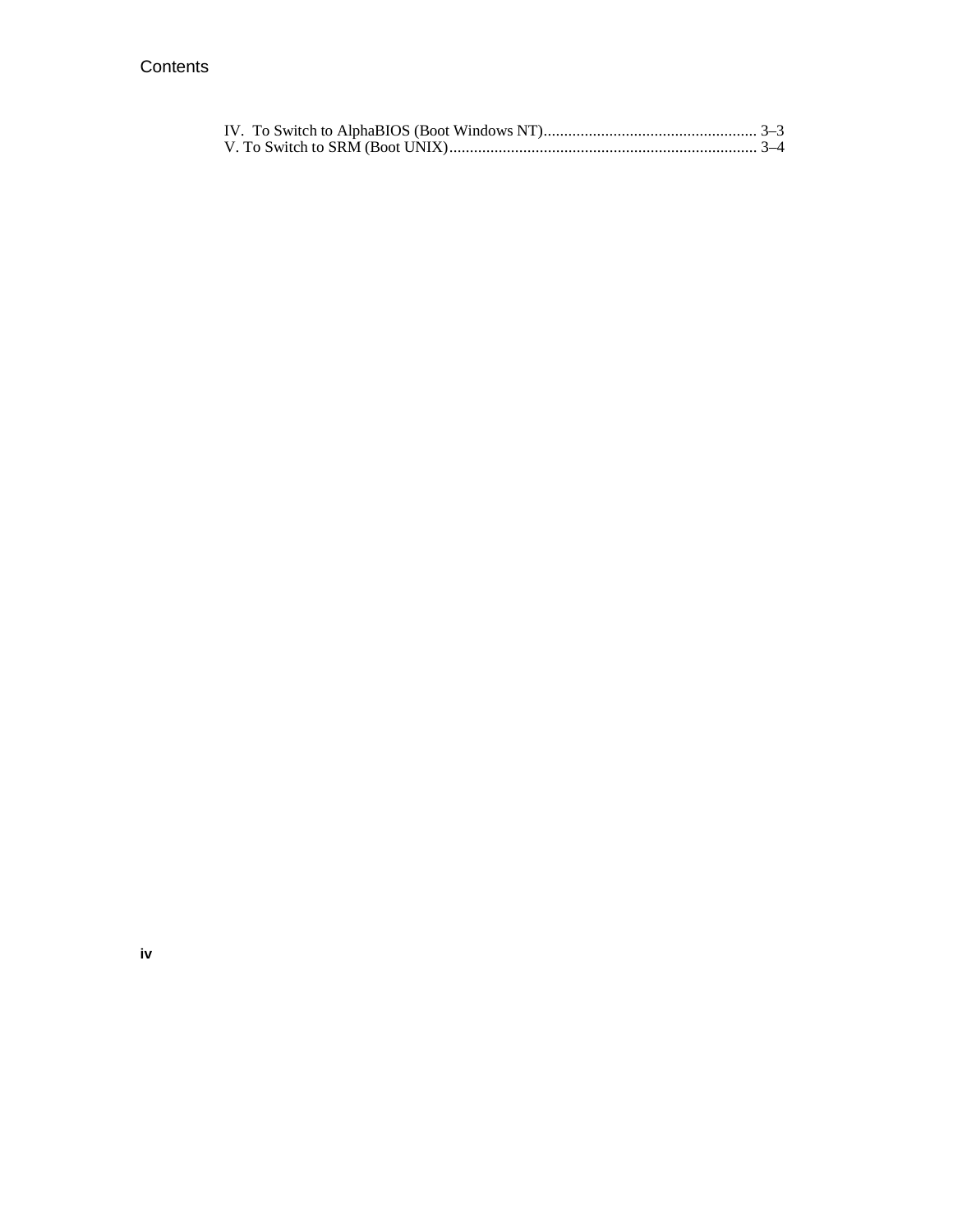IV. To Switch to AlphaBIOS (Boot Windows NT).................................................... 3–3
V. To Switch to SRM (Boot UNIX)........................................................................... 3–4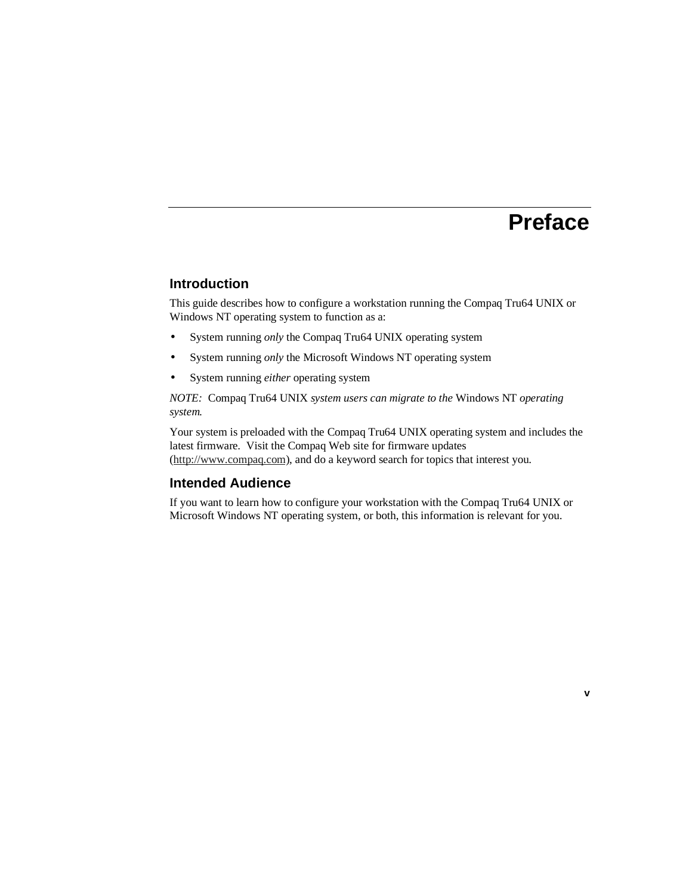# Preface

## Introduction

This guide describes how to configure a workstation running the Compaq Tru64 UNIX or Windows NT operating system to function as a:

- System running *only* the Compaq Tru64 UNIX operating system
- System running *only* the Microsoft Windows NT operating system
- System running *either* operating system

*NOTE:* Compaq Tru64 UNIX *system users can migrate to the* Windows NT *operating system.*

Your system is preloaded with the Compaq Tru64 UNIX operating system and includes the latest firmware. Visit the Compaq Web site for firmware updates (http://www.compaq.com), and do a keyword search for topics that interest you.

## Intended Audience

If you want to learn how to configure your workstation with the Compaq Tru64 UNIX or Microsoft Windows NT operating system, or both, this information is relevant for you.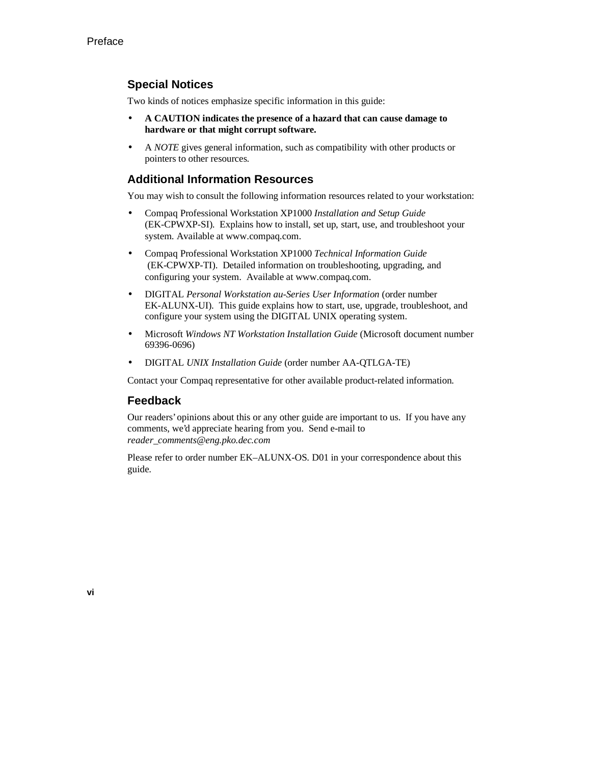## Special Notices

Two kinds of notices emphasize specific information in this guide:

- **A CAUTION indicates the presence of a hazard that can cause damage to hardware or that might corrupt software.**
- A *NOTE* gives general information, such as compatibility with other products or pointers to other resources.

## Additional Information Resources

You may wish to consult the following information resources related to your workstation:

- Compaq Professional Workstation XP1000 *Installation and Setup Guide* (EK-CPWXP-SI). Explains how to install, set up, start, use, and troubleshoot your system. Available at www.compaq.com.
- Compaq Professional Workstation XP1000 *Technical Information Guide* (EK-CPWXP-TI). Detailed information on troubleshooting, upgrading, and configuring your system. Available at www.compaq.com.
- DIGITAL *Personal Workstation au-Series User Information* (order number EK-ALUNX-UI). This guide explains how to start, use, upgrade, troubleshoot, and configure your system using the DIGITAL UNIX operating system.
- Microsoft *Windows NT Workstation Installation Guide* (Microsoft document number 69396-0696)
- DIGITAL *UNIX Installation Guide* (order number AA-QTLGA-TE)

Contact your Compaq representative for other available product-related information.

## Feedback

Our readers' opinions about this or any other guide are important to us. If you have any comments, we'd appreciate hearing from you. Send e-mail to *reader_comments@eng.pko.dec.com*

Please refer to order number EK–ALUNX-OS. D01 in your correspondence about this guide.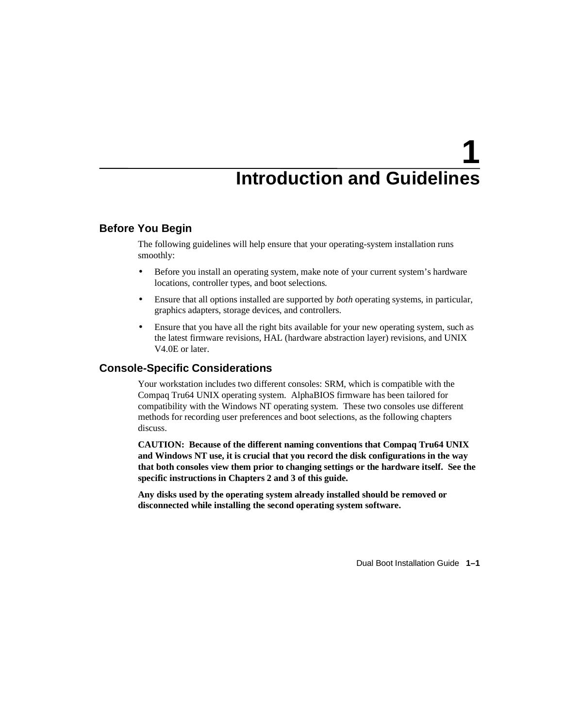# 1 Introduction and Guidelines

## Before You Begin

The following guidelines will help ensure that your operating-system installation runs smoothly:

- Before you install an operating system, make note of your current system's hardware locations, controller types, and boot selections.
- Ensure that all options installed are supported by *both* operating systems, in particular, graphics adapters, storage devices, and controllers.
- Ensure that you have all the right bits available for your new operating system, such as the latest firmware revisions, HAL (hardware abstraction layer) revisions, and UNIX V4.0E or later.

## Console-Specific Considerations

Your workstation includes two different consoles: SRM, which is compatible with the Compaq Tru64 UNIX operating system. AlphaBIOS firmware has been tailored for compatibility with the Windows NT operating system. These two consoles use different methods for recording user preferences and boot selections, as the following chapters discuss.

**CAUTION: Because of the different naming conventions that Compaq Tru64 UNIX and Windows NT use, it is crucial that you record the disk configurations in the way that both consoles view them prior to changing settings or the hardware itself. See the specific instructions in Chapters 2 and 3 of this guide.**

**Any disks used by the operating system already installed should be removed or disconnected while installing the second operating system software.**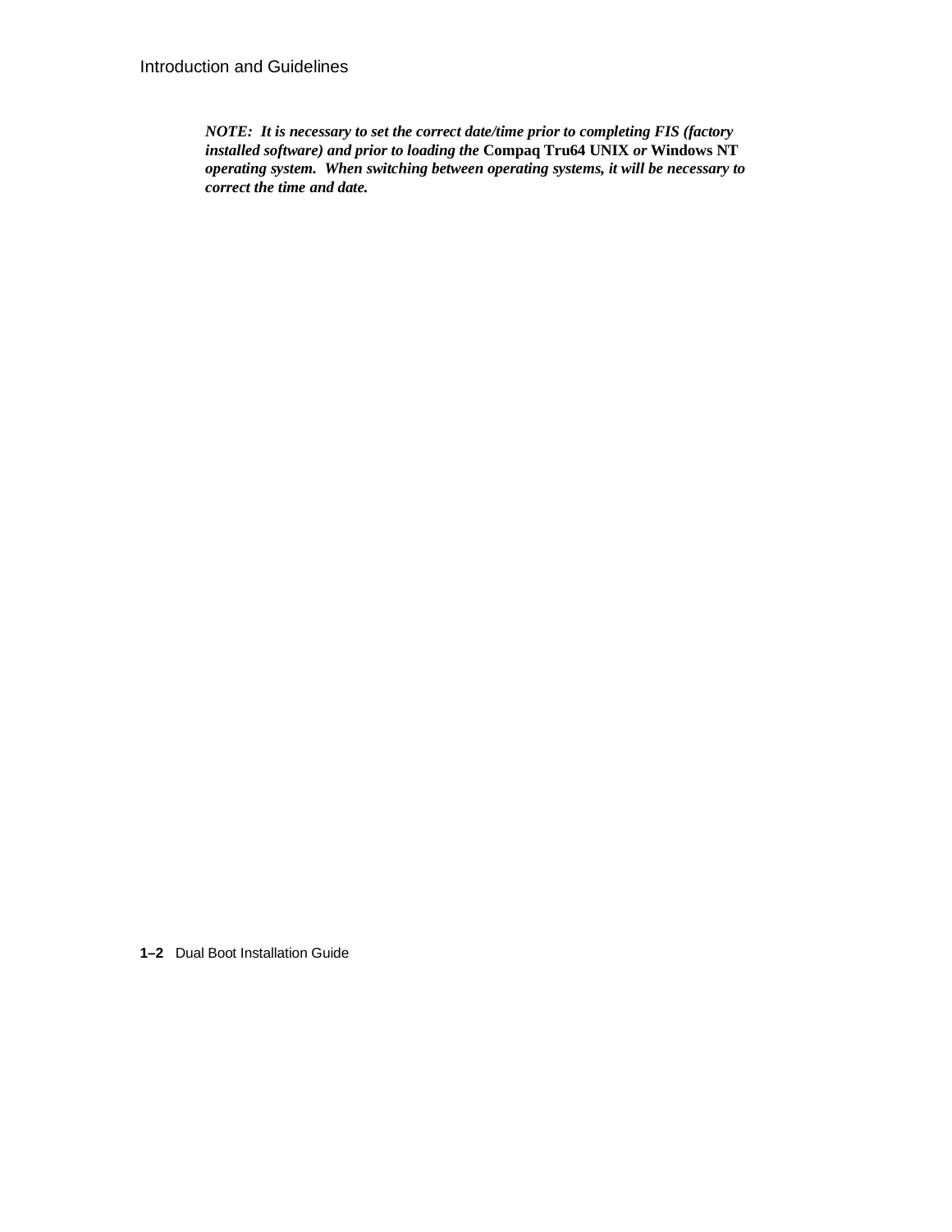***NOTE: It is necessary to set the correct date/time prior to completing FIS (factory installed software) and prior to loading the* Compaq Tru64 UNIX *or* Windows NT *operating system. When switching between operating systems, it will be necessary to correct the time and date.***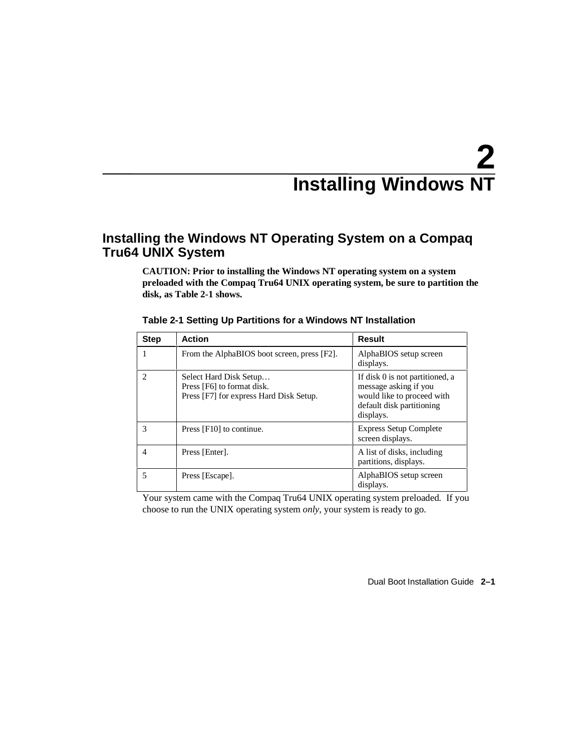# 2 Installing Windows NT

## Installing the Windows NT Operating System on a Compaq Tru64 UNIX System

**CAUTION: Prior to installing the Windows NT operating system on a system preloaded with the Compaq Tru64 UNIX operating system, be sure to partition the disk, as Table 2-1 shows.**

**Table 2-1 Setting Up Partitions for a Windows NT Installation**

| Step | Action | Result |
|---|---|---|
| 1 | From the AlphaBIOS boot screen, press [F2]. | AlphaBIOS setup screen displays. |
| 2 | Select Hard Disk Setup…<br>Press [F6] to format disk.<br>Press [F7] for express Hard Disk Setup. | If disk 0 is not partitioned, a message asking if you would like to proceed with default disk partitioning displays. |
| 3 | Press [F10] to continue. | Express Setup Complete screen displays. |
| 4 | Press [Enter]. | A list of disks, including partitions, displays. |
| 5 | Press [Escape]. | AlphaBIOS setup screen displays. |

Your system came with the Compaq Tru64 UNIX operating system preloaded. If you choose to run the UNIX operating system *only*, your system is ready to go.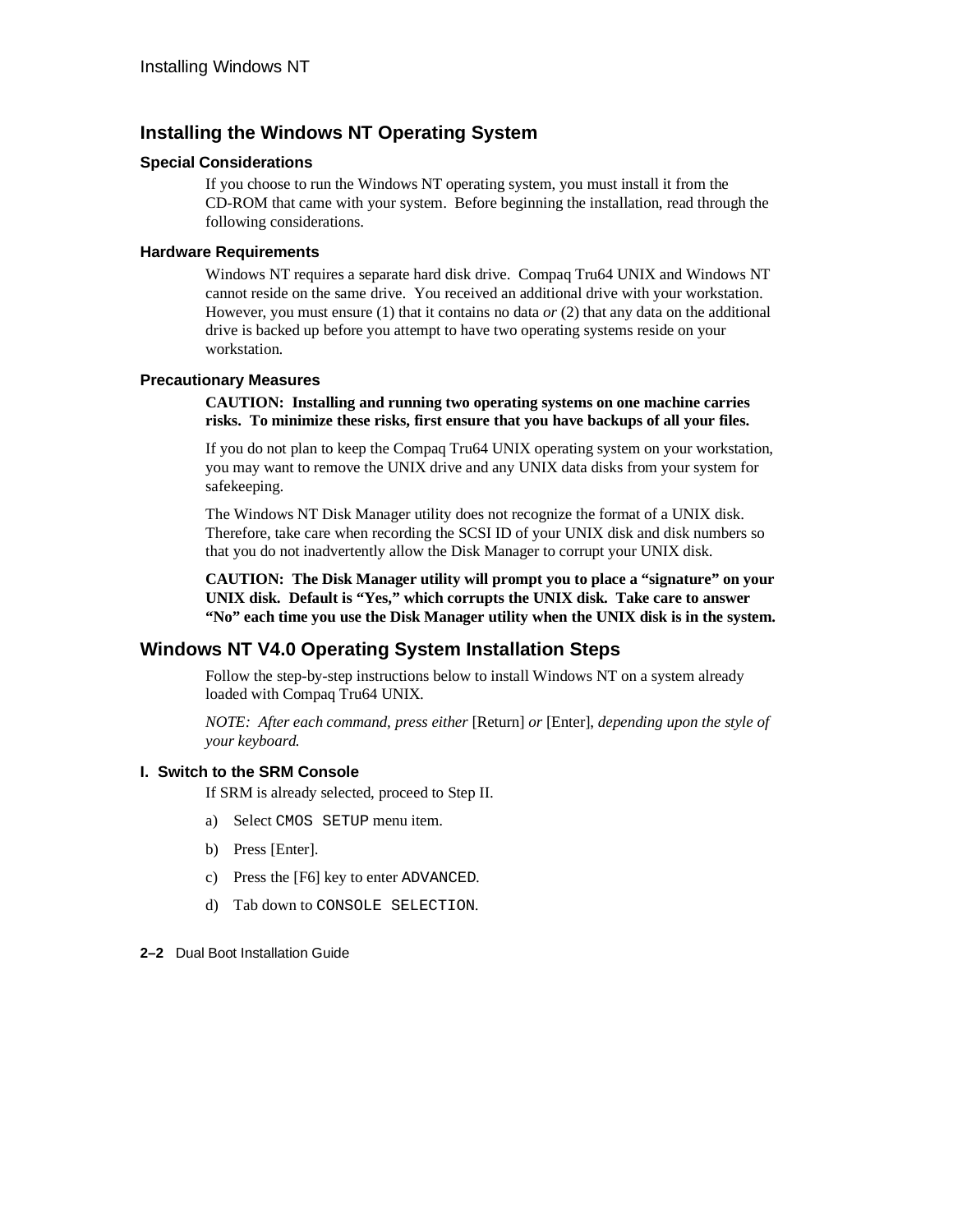## Installing the Windows NT Operating System

### Special Considerations

If you choose to run the Windows NT operating system, you must install it from the CD-ROM that came with your system. Before beginning the installation, read through the following considerations.

### Hardware Requirements

Windows NT requires a separate hard disk drive. Compaq Tru64 UNIX and Windows NT cannot reside on the same drive. You received an additional drive with your workstation. However, you must ensure (1) that it contains no data *or* (2) that any data on the additional drive is backed up before you attempt to have two operating systems reside on your workstation.

### Precautionary Measures

**CAUTION: Installing and running two operating systems on one machine carries risks. To minimize these risks, first ensure that you have backups of all your files.**

If you do not plan to keep the Compaq Tru64 UNIX operating system on your workstation, you may want to remove the UNIX drive and any UNIX data disks from your system for safekeeping.

The Windows NT Disk Manager utility does not recognize the format of a UNIX disk. Therefore, take care when recording the SCSI ID of your UNIX disk and disk numbers so that you do not inadvertently allow the Disk Manager to corrupt your UNIX disk.

**CAUTION: The Disk Manager utility will prompt you to place a "signature" on your UNIX disk. Default is "Yes," which corrupts the UNIX disk. Take care to answer "No" each time you use the Disk Manager utility when the UNIX disk is in the system.**

## Windows NT V4.0 Operating System Installation Steps

Follow the step-by-step instructions below to install Windows NT on a system already loaded with Compaq Tru64 UNIX.

*NOTE: After each command, press either* [Return] *or* [Enter], *depending upon the style of your keyboard.*

### I. Switch to the SRM Console

If SRM is already selected, proceed to Step II.

a) Select `CMOS SETUP` menu item.

b) Press [Enter].

c) Press the [F6] key to enter `ADVANCED`.

d) Tab down to `CONSOLE SELECTION`.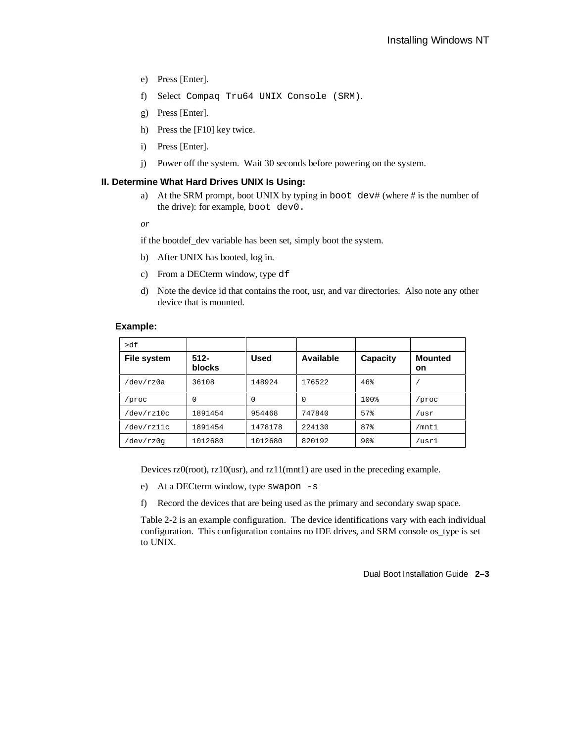e) Press [Enter].

f) Select `Compaq Tru64 UNIX Console (SRM)`.

g) Press [Enter].

h) Press the [F10] key twice.

i) Press [Enter].

j) Power off the system. Wait 30 seconds before powering on the system.

### II. Determine What Hard Drives UNIX Is Using:

a) At the SRM prompt, boot UNIX by typing in `boot dev#` (where # is the number of the drive): for example, `boot dev0.`

*or*

if the bootdef_dev variable has been set, simply boot the system.

b) After UNIX has booted, log in.

c) From a DECterm window, type `df`

d) Note the device id that contains the root, usr, and var directories. Also note any other device that is mounted.

**Example:**

| >df | | | | | |
|---|---|---|---|---|---|
| **File system** | **512-blocks** | **Used** | **Available** | **Capacity** | **Mounted on** |
| /dev/rz0a | 36108 | 148924 | 176522 | 46% | / |
| /proc | 0 | 0 | 0 | 100% | /proc |
| /dev/rz10c | 1891454 | 954468 | 747840 | 57% | /usr |
| /dev/rz11c | 1891454 | 1478178 | 224130 | 87% | /mnt1 |
| /dev/rz0g | 1012680 | 1012680 | 820192 | 90% | /usr1 |

Devices rz0(root), rz10(usr), and rz11(mnt1) are used in the preceding example.

e) At a DECterm window, type `swapon -s`

f) Record the devices that are being used as the primary and secondary swap space.

Table 2-2 is an example configuration. The device identifications vary with each individual configuration. This configuration contains no IDE drives, and SRM console os_type is set to UNIX.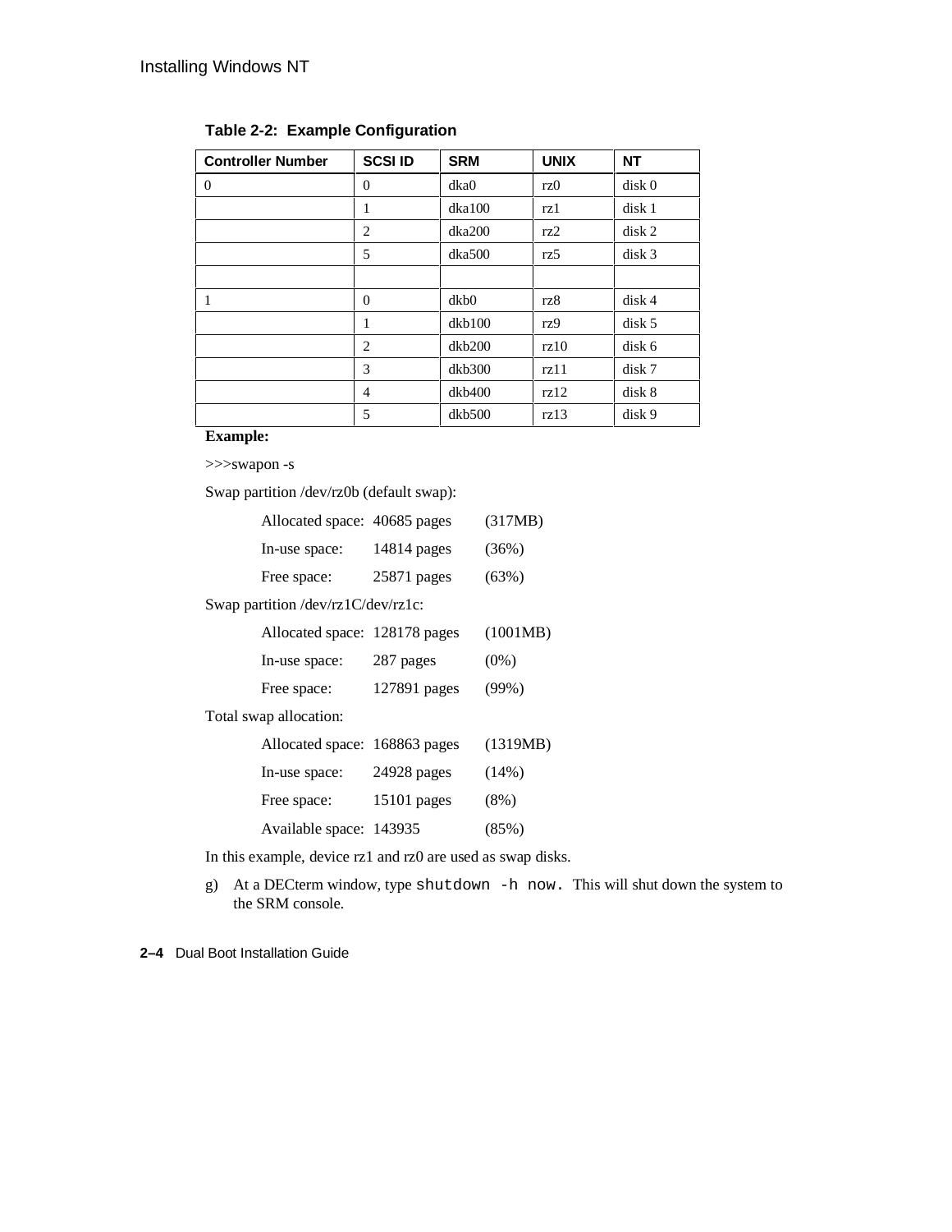**Table 2-2: Example Configuration**

| Controller Number | SCSI ID | SRM | UNIX | NT |
|---|---|---|---|---|
| 0 | 0 | dka0 | rz0 | disk 0 |
| | 1 | dka100 | rz1 | disk 1 |
| | 2 | dka200 | rz2 | disk 2 |
| | 5 | dka500 | rz5 | disk 3 |
| | | | | |
| 1 | 0 | dkb0 | rz8 | disk 4 |
| | 1 | dkb100 | rz9 | disk 5 |
| | 2 | dkb200 | rz10 | disk 6 |
| | 3 | dkb300 | rz11 | disk 7 |
| | 4 | dkb400 | rz12 | disk 8 |
| | 5 | dkb500 | rz13 | disk 9 |

**Example:**

```
>>>swapon -s

Swap partition /dev/rz0b (default swap):

        Allocated space:  40685 pages    (317MB)
        In-use space:     14814 pages    (36%)
        Free space:       25871 pages    (63%)

Swap partition /dev/rz1C/dev/rz1c:

        Allocated space:  128178 pages   (1001MB)
        In-use space:     287 pages      (0%)
        Free space:       127891 pages   (99%)

Total swap allocation:

        Allocated space:  168863 pages   (1319MB)
        In-use space:     24928 pages    (14%)
        Free space:       15101 pages    (8%)
        Available space:  143935         (85%)
```

In this example, device rz1 and rz0 are used as swap disks.

g) At a DECterm window, type `shutdown -h now.` This will shut down the system to the SRM console.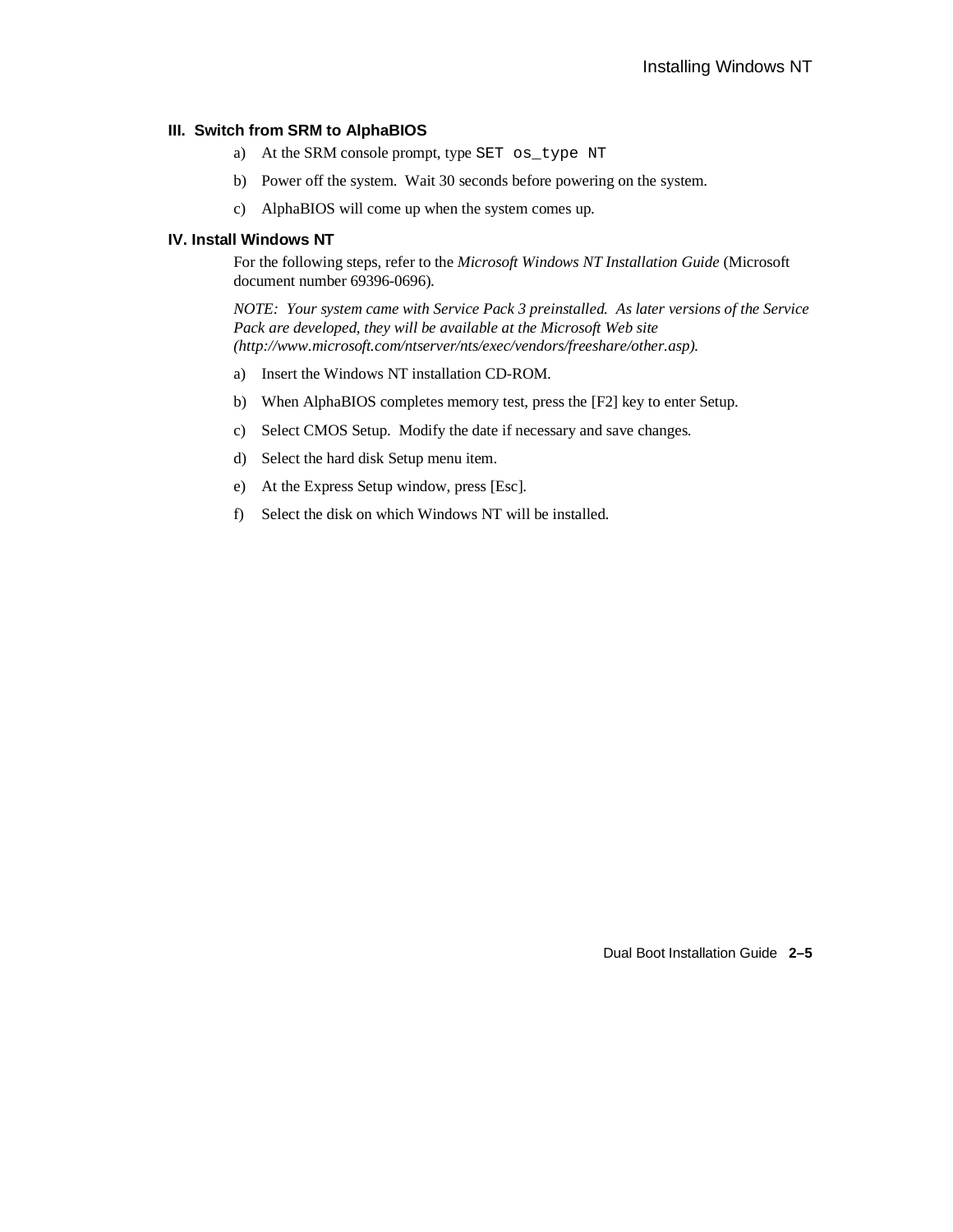### III. Switch from SRM to AlphaBIOS

a) At the SRM console prompt, type `SET os_type NT`

b) Power off the system. Wait 30 seconds before powering on the system.

c) AlphaBIOS will come up when the system comes up.

### IV. Install Windows NT

For the following steps, refer to the *Microsoft Windows NT Installation Guide* (Microsoft document number 69396-0696).

*NOTE: Your system came with Service Pack 3 preinstalled. As later versions of the Service Pack are developed, they will be available at the Microsoft Web site (http://www.microsoft.com/ntserver/nts/exec/vendors/freeshare/other.asp).*

a) Insert the Windows NT installation CD-ROM.

b) When AlphaBIOS completes memory test, press the [F2] key to enter Setup.

c) Select CMOS Setup. Modify the date if necessary and save changes.

d) Select the hard disk Setup menu item.

e) At the Express Setup window, press [Esc].

f) Select the disk on which Windows NT will be installed.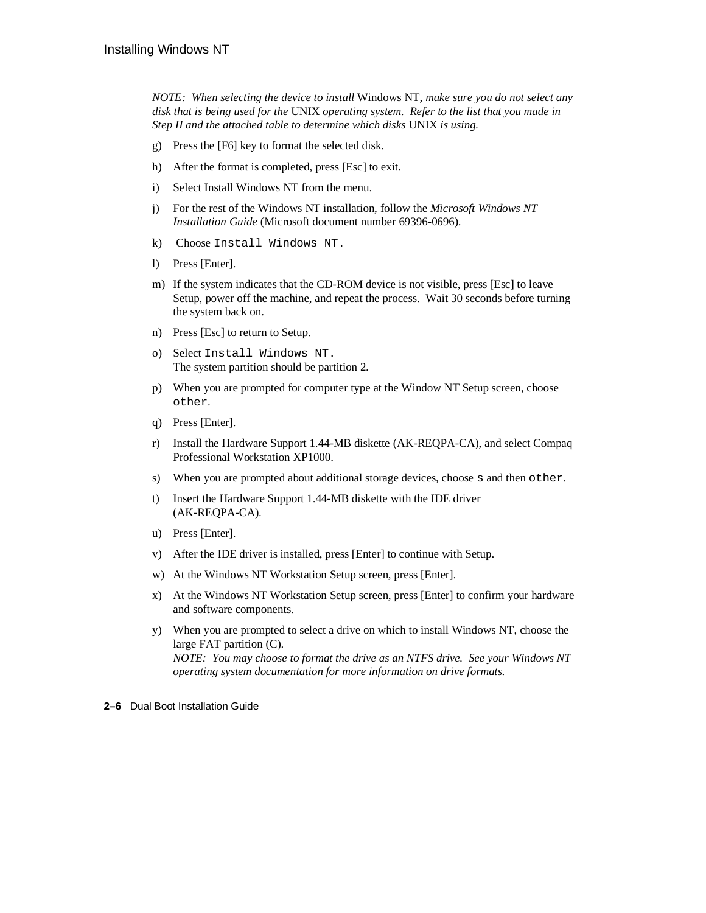*NOTE: When selecting the device to install* Windows NT*, make sure you do not select any disk that is being used for the* UNIX *operating system. Refer to the list that you made in Step II and the attached table to determine which disks* UNIX *is using.*

g) Press the [F6] key to format the selected disk.

h) After the format is completed, press [Esc] to exit.

i) Select Install Windows NT from the menu.

j) For the rest of the Windows NT installation, follow the *Microsoft Windows NT Installation Guide* (Microsoft document number 69396-0696).

k) Choose `Install Windows NT.`

l) Press [Enter].

m) If the system indicates that the CD-ROM device is not visible, press [Esc] to leave Setup, power off the machine, and repeat the process. Wait 30 seconds before turning the system back on.

n) Press [Esc] to return to Setup.

o) Select `Install Windows NT.`
   The system partition should be partition 2.

p) When you are prompted for computer type at the Window NT Setup screen, choose `other`.

q) Press [Enter].

r) Install the Hardware Support 1.44-MB diskette (AK-REQPA-CA), and select Compaq Professional Workstation XP1000.

s) When you are prompted about additional storage devices, choose `s` and then `other`.

t) Insert the Hardware Support 1.44-MB diskette with the IDE driver (AK-REQPA-CA).

u) Press [Enter].

v) After the IDE driver is installed, press [Enter] to continue with Setup.

w) At the Windows NT Workstation Setup screen, press [Enter].

x) At the Windows NT Workstation Setup screen, press [Enter] to confirm your hardware and software components.

y) When you are prompted to select a drive on which to install Windows NT, choose the large FAT partition (C).
   *NOTE: You may choose to format the drive as an NTFS drive. See your Windows NT operating system documentation for more information on drive formats.*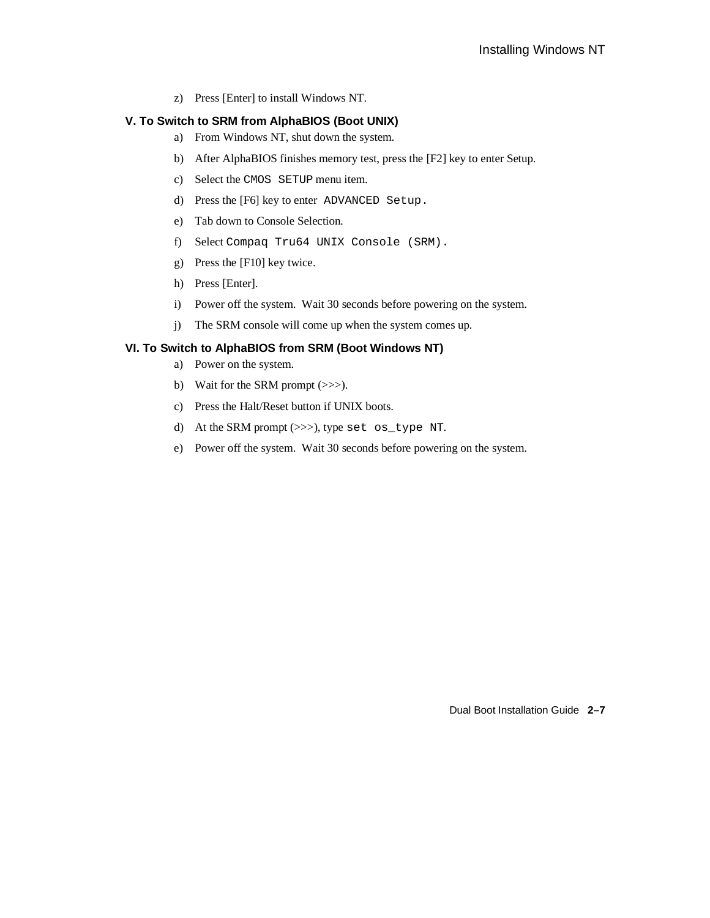z) Press [Enter] to install Windows NT.

### V. To Switch to SRM from AlphaBIOS (Boot UNIX)

a) From Windows NT, shut down the system.

b) After AlphaBIOS finishes memory test, press the [F2] key to enter Setup.

c) Select the `CMOS SETUP` menu item.

d) Press the [F6] key to enter `ADVANCED Setup.`

e) Tab down to Console Selection.

f) Select `Compaq Tru64 UNIX Console (SRM).`

g) Press the [F10] key twice.

h) Press [Enter].

i) Power off the system. Wait 30 seconds before powering on the system.

j) The SRM console will come up when the system comes up.

### VI. To Switch to AlphaBIOS from SRM (Boot Windows NT)

a) Power on the system.

b) Wait for the SRM prompt (>>>).

c) Press the Halt/Reset button if UNIX boots.

d) At the SRM prompt (>>>), type `set os_type NT`.

e) Power off the system. Wait 30 seconds before powering on the system.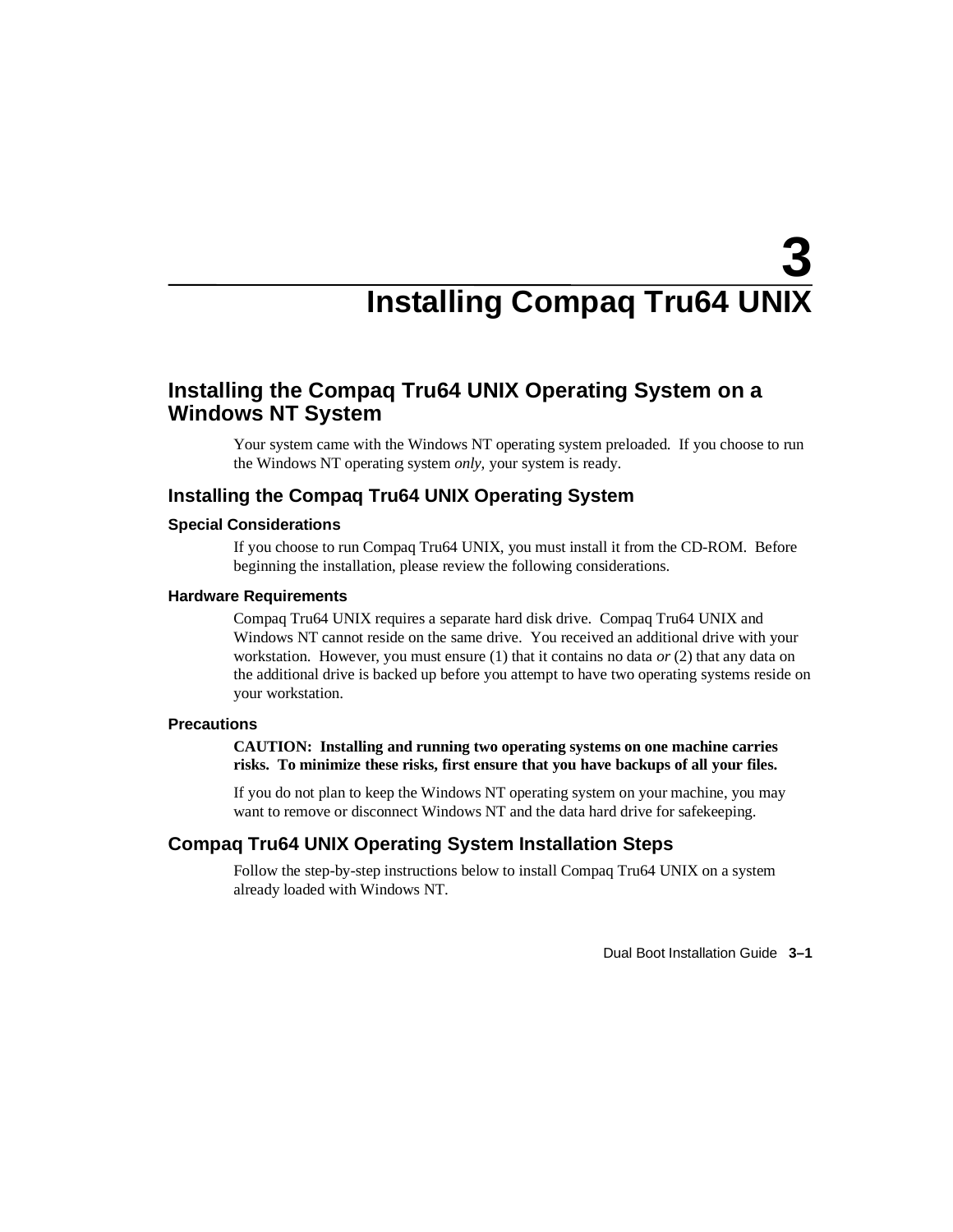# 3 Installing Compaq Tru64 UNIX

## Installing the Compaq Tru64 UNIX Operating System on a Windows NT System

Your system came with the Windows NT operating system preloaded. If you choose to run the Windows NT operating system *only*, your system is ready.

### Installing the Compaq Tru64 UNIX Operating System

#### Special Considerations

If you choose to run Compaq Tru64 UNIX, you must install it from the CD-ROM. Before beginning the installation, please review the following considerations.

#### Hardware Requirements

Compaq Tru64 UNIX requires a separate hard disk drive. Compaq Tru64 UNIX and Windows NT cannot reside on the same drive. You received an additional drive with your workstation. However, you must ensure (1) that it contains no data *or* (2) that any data on the additional drive is backed up before you attempt to have two operating systems reside on your workstation.

#### Precautions

**CAUTION: Installing and running two operating systems on one machine carries risks. To minimize these risks, first ensure that you have backups of all your files.**

If you do not plan to keep the Windows NT operating system on your machine, you may want to remove or disconnect Windows NT and the data hard drive for safekeeping.

### Compaq Tru64 UNIX Operating System Installation Steps

Follow the step-by-step instructions below to install Compaq Tru64 UNIX on a system already loaded with Windows NT.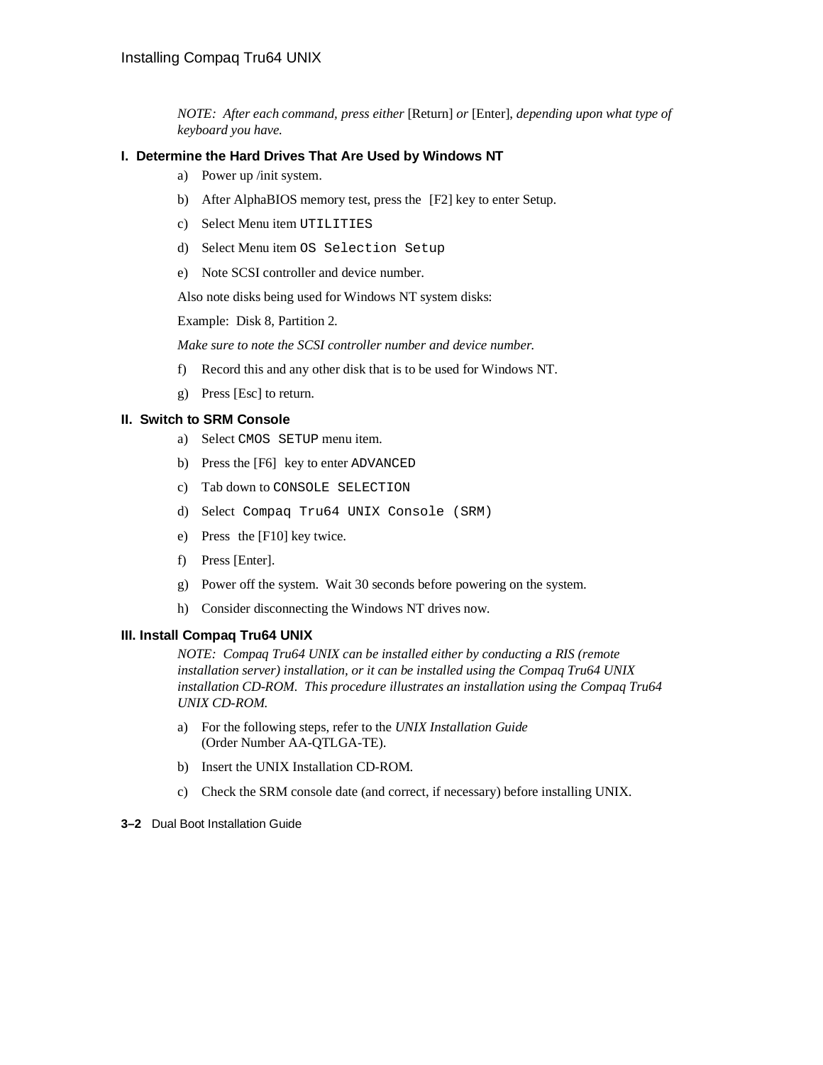*NOTE: After each command, press either* [Return] *or* [Enter], *depending upon what type of keyboard you have.*

### I. Determine the Hard Drives That Are Used by Windows NT

a) Power up /init system.

b) After AlphaBIOS memory test, press the [F2] key to enter Setup.

c) Select Menu item `UTILITIES`

d) Select Menu item `OS Selection Setup`

e) Note SCSI controller and device number.

Also note disks being used for Windows NT system disks:

Example: Disk 8, Partition 2.

*Make sure to note the SCSI controller number and device number.*

f) Record this and any other disk that is to be used for Windows NT.

g) Press [Esc] to return.

### II. Switch to SRM Console

a) Select `CMOS SETUP` menu item.

b) Press the [F6] key to enter `ADVANCED`

c) Tab down to `CONSOLE SELECTION`

d) Select `Compaq Tru64 UNIX Console (SRM)`

e) Press the [F10] key twice.

f) Press [Enter].

g) Power off the system. Wait 30 seconds before powering on the system.

h) Consider disconnecting the Windows NT drives now.

### III. Install Compaq Tru64 UNIX

*NOTE: Compaq Tru64 UNIX can be installed either by conducting a RIS (remote installation server) installation, or it can be installed using the Compaq Tru64 UNIX installation CD-ROM. This procedure illustrates an installation using the Compaq Tru64 UNIX CD-ROM.*

a) For the following steps, refer to the *UNIX Installation Guide* (Order Number AA-QTLGA-TE).

b) Insert the UNIX Installation CD-ROM.

c) Check the SRM console date (and correct, if necessary) before installing UNIX.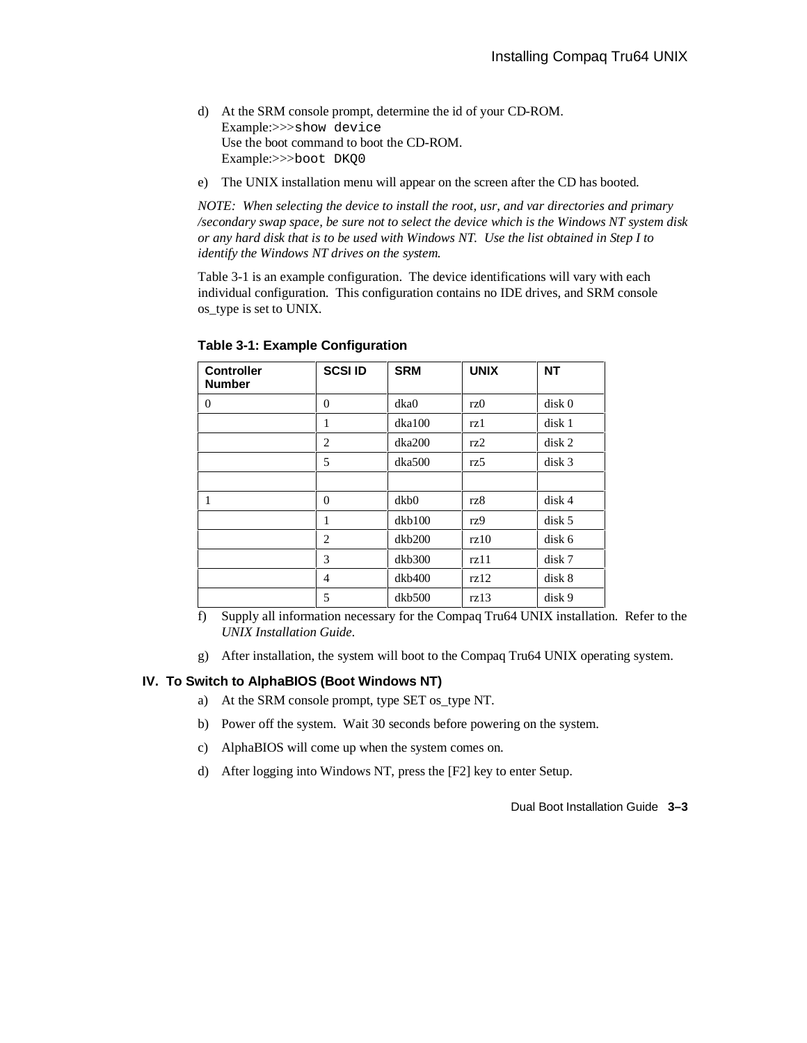d) At the SRM console prompt, determine the id of your CD-ROM.
   Example:>>>`show device`
   Use the boot command to boot the CD-ROM.
   Example:>>>`boot DKQ0`

e) The UNIX installation menu will appear on the screen after the CD has booted.

*NOTE: When selecting the device to install the root, usr, and var directories and primary /secondary swap space, be sure not to select the device which is the Windows NT system disk or any hard disk that is to be used with Windows NT. Use the list obtained in Step I to identify the Windows NT drives on the system.*

Table 3-1 is an example configuration. The device identifications will vary with each individual configuration. This configuration contains no IDE drives, and SRM console os_type is set to UNIX.

**Table 3-1: Example Configuration**

| Controller Number | SCSI ID | SRM | UNIX | NT |
|---|---|---|---|---|
| 0 | 0 | dka0 | rz0 | disk 0 |
| | 1 | dka100 | rz1 | disk 1 |
| | 2 | dka200 | rz2 | disk 2 |
| | 5 | dka500 | rz5 | disk 3 |
| | | | | |
| 1 | 0 | dkb0 | rz8 | disk 4 |
| | 1 | dkb100 | rz9 | disk 5 |
| | 2 | dkb200 | rz10 | disk 6 |
| | 3 | dkb300 | rz11 | disk 7 |
| | 4 | dkb400 | rz12 | disk 8 |
| | 5 | dkb500 | rz13 | disk 9 |

f) Supply all information necessary for the Compaq Tru64 UNIX installation. Refer to the *UNIX Installation Guide*.

g) After installation, the system will boot to the Compaq Tru64 UNIX operating system.

### IV. To Switch to AlphaBIOS (Boot Windows NT)

a) At the SRM console prompt, type SET os_type NT.

b) Power off the system. Wait 30 seconds before powering on the system.

c) AlphaBIOS will come up when the system comes on.

d) After logging into Windows NT, press the [F2] key to enter Setup.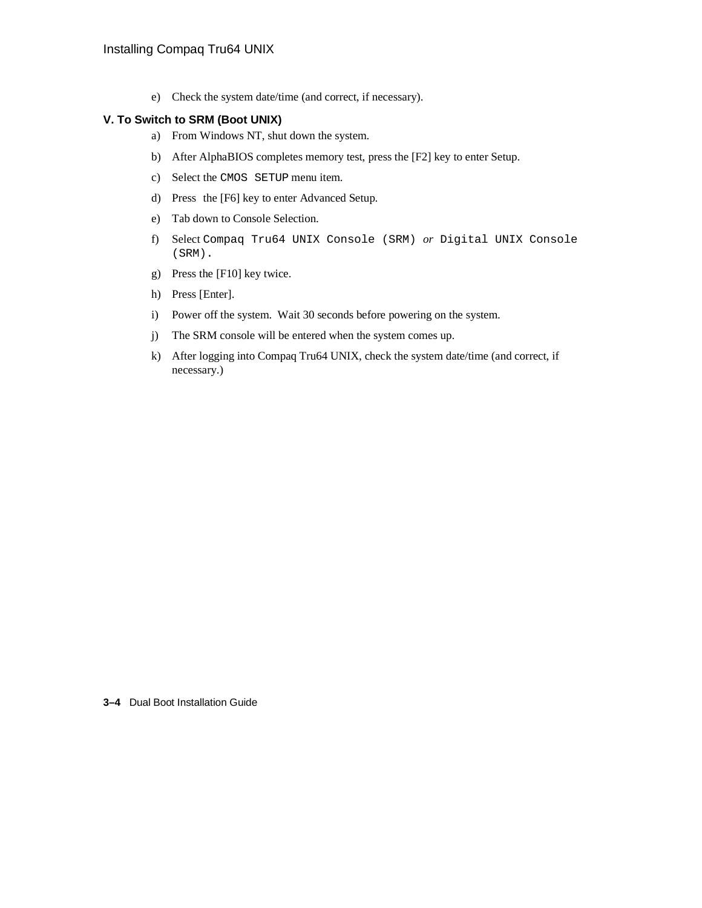e) Check the system date/time (and correct, if necessary).

### V. To Switch to SRM (Boot UNIX)

a) From Windows NT, shut down the system.

b) After AlphaBIOS completes memory test, press the [F2] key to enter Setup.

c) Select the `CMOS SETUP` menu item.

d) Press the [F6] key to enter Advanced Setup.

e) Tab down to Console Selection.

f) Select `Compaq Tru64 UNIX Console (SRM)` *or* `Digital UNIX Console (SRM).`

g) Press the [F10] key twice.

h) Press [Enter].

i) Power off the system. Wait 30 seconds before powering on the system.

j) The SRM console will be entered when the system comes up.

k) After logging into Compaq Tru64 UNIX, check the system date/time (and correct, if necessary.)